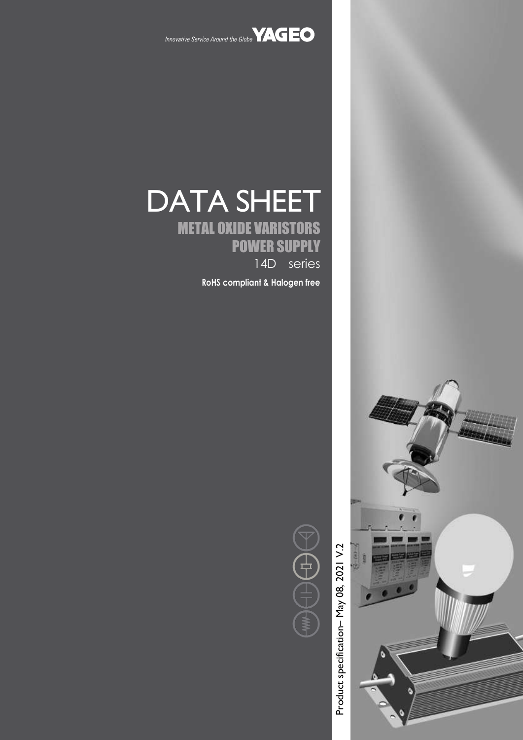Innovative Service Around the Globe **YAGEO**

# DATA SHEET

## METAL OXIDE VARISTORS

## POWER SUPPLY

14D series

**RoHS compliant & Halogen free**

Product specification– May 08, 2021 V.2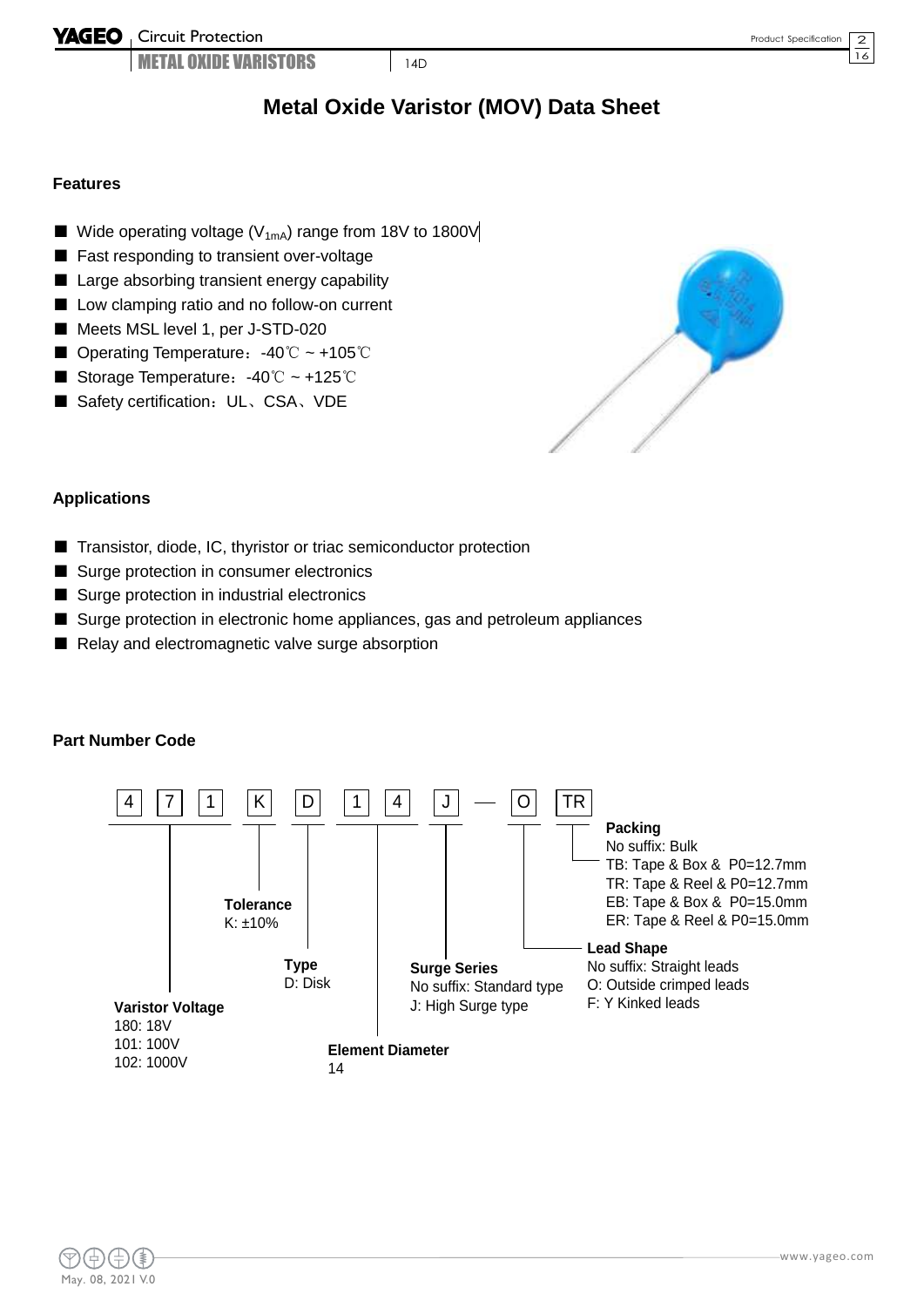# Metal Oxide Varistor (MOV) Data Sheet

## Features

- Wide operating voltage ($V_{1mA}$) range from 18V to 1800V
- Fast responding to transient over-voltage
- Large absorbing transient energy capability
- Low clamping ratio and no follow-on current
- Meets MSL level 1, per J-STD-020
- Operating Temperature：-40℃ ~ +105℃
- Storage Temperature：-40℃ ~ +125℃
- Safety certification：UL、CSA、VDE

## Applications

- Transistor, diode, IC, thyristor or triac semiconductor protection
- Surge protection in consumer electronics
- Surge protection in industrial electronics
- Surge protection in electronic home appliances, gas and petroleum appliances
- Relay and electromagnetic valve surge absorption

## Part Number Code

| 4 | 7 | 1 | K | D | 1 | 4 | J | — | O | TR |
|---|---|---|---|---|---|---|---|---|---|---|

**Varistor Voltage** (4 7 1)
180: 18V
101: 100V
102: 1000V

**Tolerance** (K)
K: ±10%

**Type** (D)
D: Disk

**Element Diameter** (1 4)
14

**Surge Series** (J)
No suffix: Standard type
J: High Surge type

**Lead Shape** (O)
No suffix: Straight leads
O: Outside crimped leads
F: Y Kinked leads

**Packing** (TR)
No suffix: Bulk
TB: Tape & Box & P0=12.7mm
TR: Tape & Reel & P0=12.7mm
EB: Tape & Box & P0=15.0mm
ER: Tape & Reel & P0=15.0mm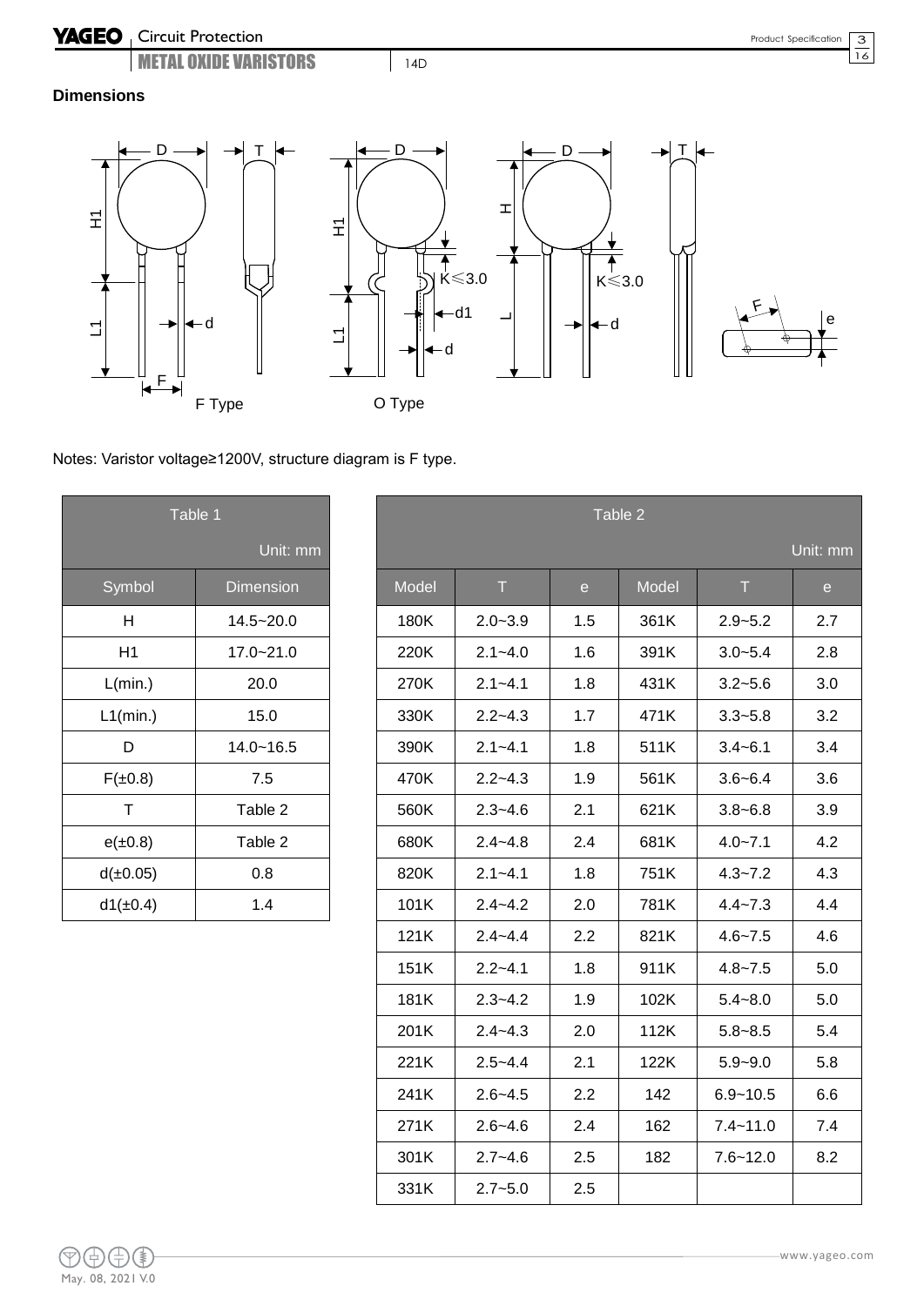## Dimensions

F Type

O Type

Notes: Varistor voltage≥1200V, structure diagram is F type.

| Table 1 | Unit: mm |
|---|---|
| Symbol | Dimension |
| H | 14.5~20.0 |
| H1 | 17.0~21.0 |
| L(min.) | 20.0 |
| L1(min.) | 15.0 |
| D | 14.0~16.5 |
| F(±0.8) | 7.5 |
| T | Table 2 |
| e(±0.8) | Table 2 |
| d(±0.05) | 0.8 |
| d1(±0.4) | 1.4 |

| Table 2 | | | | | Unit: mm |
|---|---|---|---|---|---|
| Model | T | e | Model | T | e |
| 180K | 2.0~3.9 | 1.5 | 361K | 2.9~5.2 | 2.7 |
| 220K | 2.1~4.0 | 1.6 | 391K | 3.0~5.4 | 2.8 |
| 270K | 2.1~4.1 | 1.8 | 431K | 3.2~5.6 | 3.0 |
| 330K | 2.2~4.3 | 1.7 | 471K | 3.3~5.8 | 3.2 |
| 390K | 2.1~4.1 | 1.8 | 511K | 3.4~6.1 | 3.4 |
| 470K | 2.2~4.3 | 1.9 | 561K | 3.6~6.4 | 3.6 |
| 560K | 2.3~4.6 | 2.1 | 621K | 3.8~6.8 | 3.9 |
| 680K | 2.4~4.8 | 2.4 | 681K | 4.0~7.1 | 4.2 |
| 820K | 2.1~4.1 | 1.8 | 751K | 4.3~7.2 | 4.3 |
| 101K | 2.4~4.2 | 2.0 | 781K | 4.4~7.3 | 4.4 |
| 121K | 2.4~4.4 | 2.2 | 821K | 4.6~7.5 | 4.6 |
| 151K | 2.2~4.1 | 1.8 | 911K | 4.8~7.5 | 5.0 |
| 181K | 2.3~4.2 | 1.9 | 102K | 5.4~8.0 | 5.0 |
| 201K | 2.4~4.3 | 2.0 | 112K | 5.8~8.5 | 5.4 |
| 221K | 2.5~4.4 | 2.1 | 122K | 5.9~9.0 | 5.8 |
| 241K | 2.6~4.5 | 2.2 | 142 | 6.9~10.5 | 6.6 |
| 271K | 2.6~4.6 | 2.4 | 162 | 7.4~11.0 | 7.4 |
| 301K | 2.7~4.6 | 2.5 | 182 | 7.6~12.0 | 8.2 |
| 331K | 2.7~5.0 | 2.5 | | | |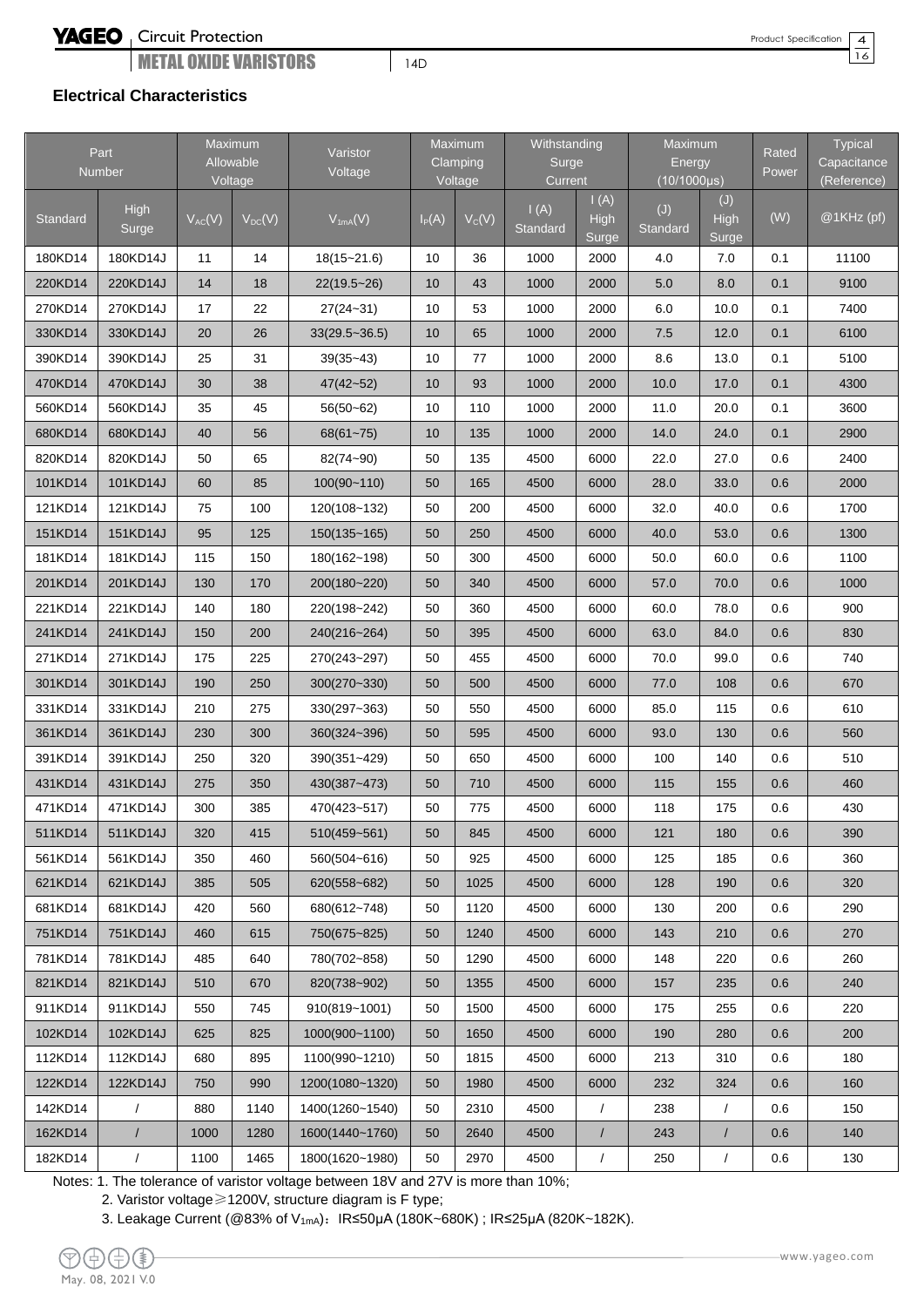## Electrical Characteristics

| Part Number | | Maximum Allowable Voltage | | Varistor Voltage | Maximum Clamping Voltage | | Withstanding Surge Current | | Maximum Energy (10/1000μs) | | Rated Power | Typical Capacitance (Reference) |
|---|---|---|---|---|---|---|---|---|---|---|---|---|
| Standard | High Surge | $V_{AC}$(V) | $V_{DC}$(V) | $V_{1mA}$(V) | $I_P$(A) | $V_C$(V) | I (A) Standard | I (A) High Surge | (J) Standard | (J) High Surge | (W) | @1KHz (pf) |
| 180KD14 | 180KD14J | 11 | 14 | 18(15~21.6) | 10 | 36 | 1000 | 2000 | 4.0 | 7.0 | 0.1 | 11100 |
| 220KD14 | 220KD14J | 14 | 18 | 22(19.5~26) | 10 | 43 | 1000 | 2000 | 5.0 | 8.0 | 0.1 | 9100 |
| 270KD14 | 270KD14J | 17 | 22 | 27(24~31) | 10 | 53 | 1000 | 2000 | 6.0 | 10.0 | 0.1 | 7400 |
| 330KD14 | 330KD14J | 20 | 26 | 33(29.5~36.5) | 10 | 65 | 1000 | 2000 | 7.5 | 12.0 | 0.1 | 6100 |
| 390KD14 | 390KD14J | 25 | 31 | 39(35~43) | 10 | 77 | 1000 | 2000 | 8.6 | 13.0 | 0.1 | 5100 |
| 470KD14 | 470KD14J | 30 | 38 | 47(42~52) | 10 | 93 | 1000 | 2000 | 10.0 | 17.0 | 0.1 | 4300 |
| 560KD14 | 560KD14J | 35 | 45 | 56(50~62) | 10 | 110 | 1000 | 2000 | 11.0 | 20.0 | 0.1 | 3600 |
| 680KD14 | 680KD14J | 40 | 56 | 68(61~75) | 10 | 135 | 1000 | 2000 | 14.0 | 24.0 | 0.1 | 2900 |
| 820KD14 | 820KD14J | 50 | 65 | 82(74~90) | 50 | 135 | 4500 | 6000 | 22.0 | 27.0 | 0.6 | 2400 |
| 101KD14 | 101KD14J | 60 | 85 | 100(90~110) | 50 | 165 | 4500 | 6000 | 28.0 | 33.0 | 0.6 | 2000 |
| 121KD14 | 121KD14J | 75 | 100 | 120(108~132) | 50 | 200 | 4500 | 6000 | 32.0 | 40.0 | 0.6 | 1700 |
| 151KD14 | 151KD14J | 95 | 125 | 150(135~165) | 50 | 250 | 4500 | 6000 | 40.0 | 53.0 | 0.6 | 1300 |
| 181KD14 | 181KD14J | 115 | 150 | 180(162~198) | 50 | 300 | 4500 | 6000 | 50.0 | 60.0 | 0.6 | 1100 |
| 201KD14 | 201KD14J | 130 | 170 | 200(180~220) | 50 | 340 | 4500 | 6000 | 57.0 | 70.0 | 0.6 | 1000 |
| 221KD14 | 221KD14J | 140 | 180 | 220(198~242) | 50 | 360 | 4500 | 6000 | 60.0 | 78.0 | 0.6 | 900 |
| 241KD14 | 241KD14J | 150 | 200 | 240(216~264) | 50 | 395 | 4500 | 6000 | 63.0 | 84.0 | 0.6 | 830 |
| 271KD14 | 271KD14J | 175 | 225 | 270(243~297) | 50 | 455 | 4500 | 6000 | 70.0 | 99.0 | 0.6 | 740 |
| 301KD14 | 301KD14J | 190 | 250 | 300(270~330) | 50 | 500 | 4500 | 6000 | 77.0 | 108 | 0.6 | 670 |
| 331KD14 | 331KD14J | 210 | 275 | 330(297~363) | 50 | 550 | 4500 | 6000 | 85.0 | 115 | 0.6 | 610 |
| 361KD14 | 361KD14J | 230 | 300 | 360(324~396) | 50 | 595 | 4500 | 6000 | 93.0 | 130 | 0.6 | 560 |
| 391KD14 | 391KD14J | 250 | 320 | 390(351~429) | 50 | 650 | 4500 | 6000 | 100 | 140 | 0.6 | 510 |
| 431KD14 | 431KD14J | 275 | 350 | 430(387~473) | 50 | 710 | 4500 | 6000 | 115 | 155 | 0.6 | 460 |
| 471KD14 | 471KD14J | 300 | 385 | 470(423~517) | 50 | 775 | 4500 | 6000 | 118 | 175 | 0.6 | 430 |
| 511KD14 | 511KD14J | 320 | 415 | 510(459~561) | 50 | 845 | 4500 | 6000 | 121 | 180 | 0.6 | 390 |
| 561KD14 | 561KD14J | 350 | 460 | 560(504~616) | 50 | 925 | 4500 | 6000 | 125 | 185 | 0.6 | 360 |
| 621KD14 | 621KD14J | 385 | 505 | 620(558~682) | 50 | 1025 | 4500 | 6000 | 128 | 190 | 0.6 | 320 |
| 681KD14 | 681KD14J | 420 | 560 | 680(612~748) | 50 | 1120 | 4500 | 6000 | 130 | 200 | 0.6 | 290 |
| 751KD14 | 751KD14J | 460 | 615 | 750(675~825) | 50 | 1240 | 4500 | 6000 | 143 | 210 | 0.6 | 270 |
| 781KD14 | 781KD14J | 485 | 640 | 780(702~858) | 50 | 1290 | 4500 | 6000 | 148 | 220 | 0.6 | 260 |
| 821KD14 | 821KD14J | 510 | 670 | 820(738~902) | 50 | 1355 | 4500 | 6000 | 157 | 235 | 0.6 | 240 |
| 911KD14 | 911KD14J | 550 | 745 | 910(819~1001) | 50 | 1500 | 4500 | 6000 | 175 | 255 | 0.6 | 220 |
| 102KD14 | 102KD14J | 625 | 825 | 1000(900~1100) | 50 | 1650 | 4500 | 6000 | 190 | 280 | 0.6 | 200 |
| 112KD14 | 112KD14J | 680 | 895 | 1100(990~1210) | 50 | 1815 | 4500 | 6000 | 213 | 310 | 0.6 | 180 |
| 122KD14 | 122KD14J | 750 | 990 | 1200(1080~1320) | 50 | 1980 | 4500 | 6000 | 232 | 324 | 0.6 | 160 |
| 142KD14 | / | 880 | 1140 | 1400(1260~1540) | 50 | 2310 | 4500 | / | 238 | / | 0.6 | 150 |
| 162KD14 | / | 1000 | 1280 | 1600(1440~1760) | 50 | 2640 | 4500 | / | 243 | / | 0.6 | 140 |
| 182KD14 | / | 1100 | 1465 | 1800(1620~1980) | 50 | 2970 | 4500 | / | 250 | / | 0.6 | 130 |

Notes: 1. The tolerance of varistor voltage between 18V and 27V is more than 10%;

2. Varistor voltage≥1200V, structure diagram is F type;

3. Leakage Current (@83% of $V_{1mA}$)：IR≤50μA (180K~680K) ; IR≤25μA (820K~182K).

May. 08, 2021 V.0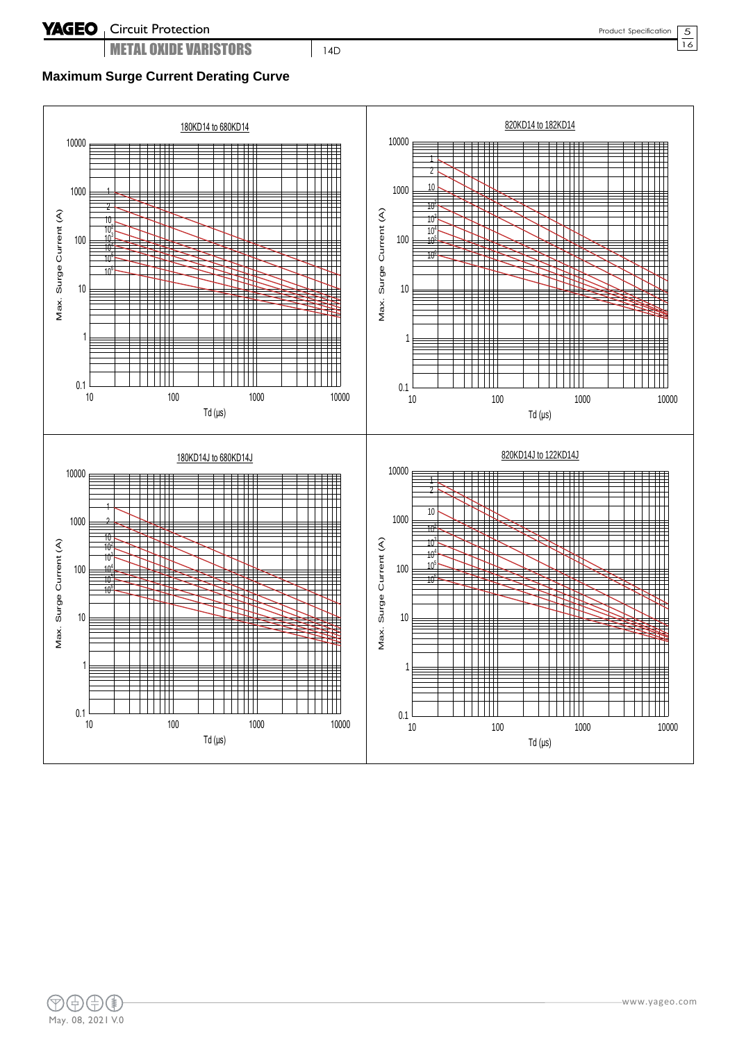## Maximum Surge Current Derating Curve

180KD14 to 680KD14

Max. Surge Current (A)

Td (µs)

820KD14 to 182KD14

Max. Surge Current (A)

Td (µs)

180KD14J to 680KD14J

Max. Surge Current (A)

Td (µs)

820KD14J to 122KD14J

Max. Surge Current (A)

Td (µs)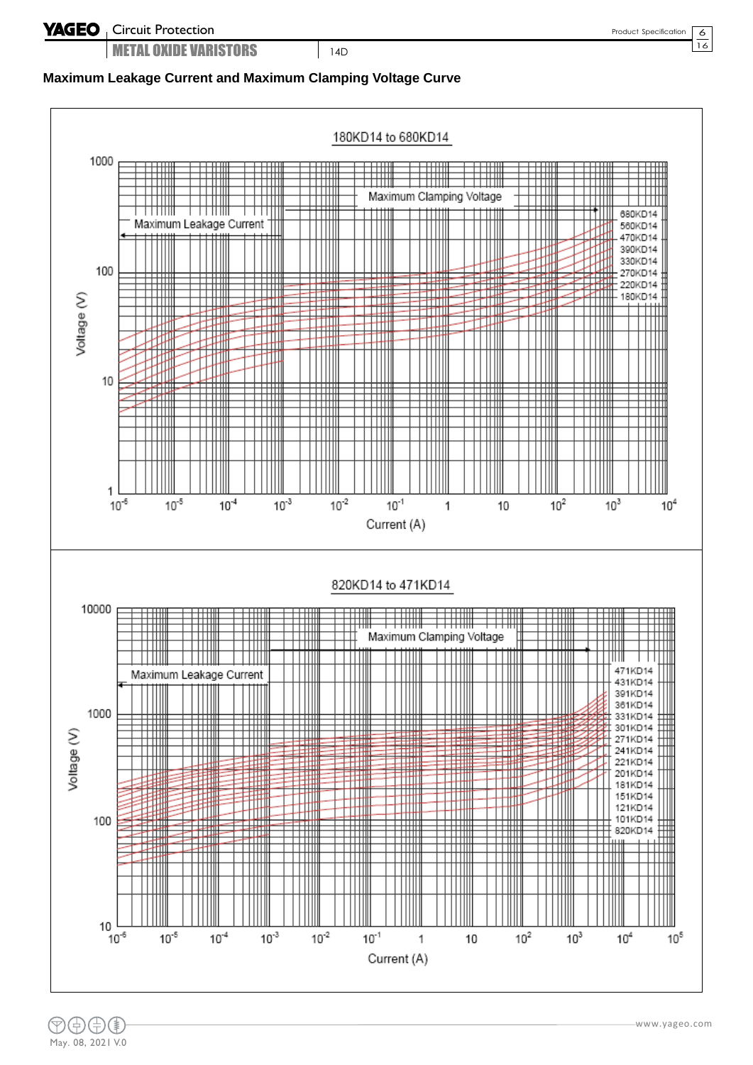## Maximum Leakage Current and Maximum Clamping Voltage Curve

180KD14 to 680KD14

Maximum Clamping Voltage

Maximum Leakage Current

680KD14
560KD14
470KD14
390KD14
330KD14
270KD14
220KD14
180KD14

Voltage (V)

Current (A)

820KD14 to 471KD14

Maximum Clamping Voltage

Maximum Leakage Current

471KD14
431KD14
391KD14
361KD14
331KD14
301KD14
271KD14
241KD14
221KD14
201KD14
181KD14
151KD14
121KD14
101KD14
820KD14

Voltage (V)

Current (A)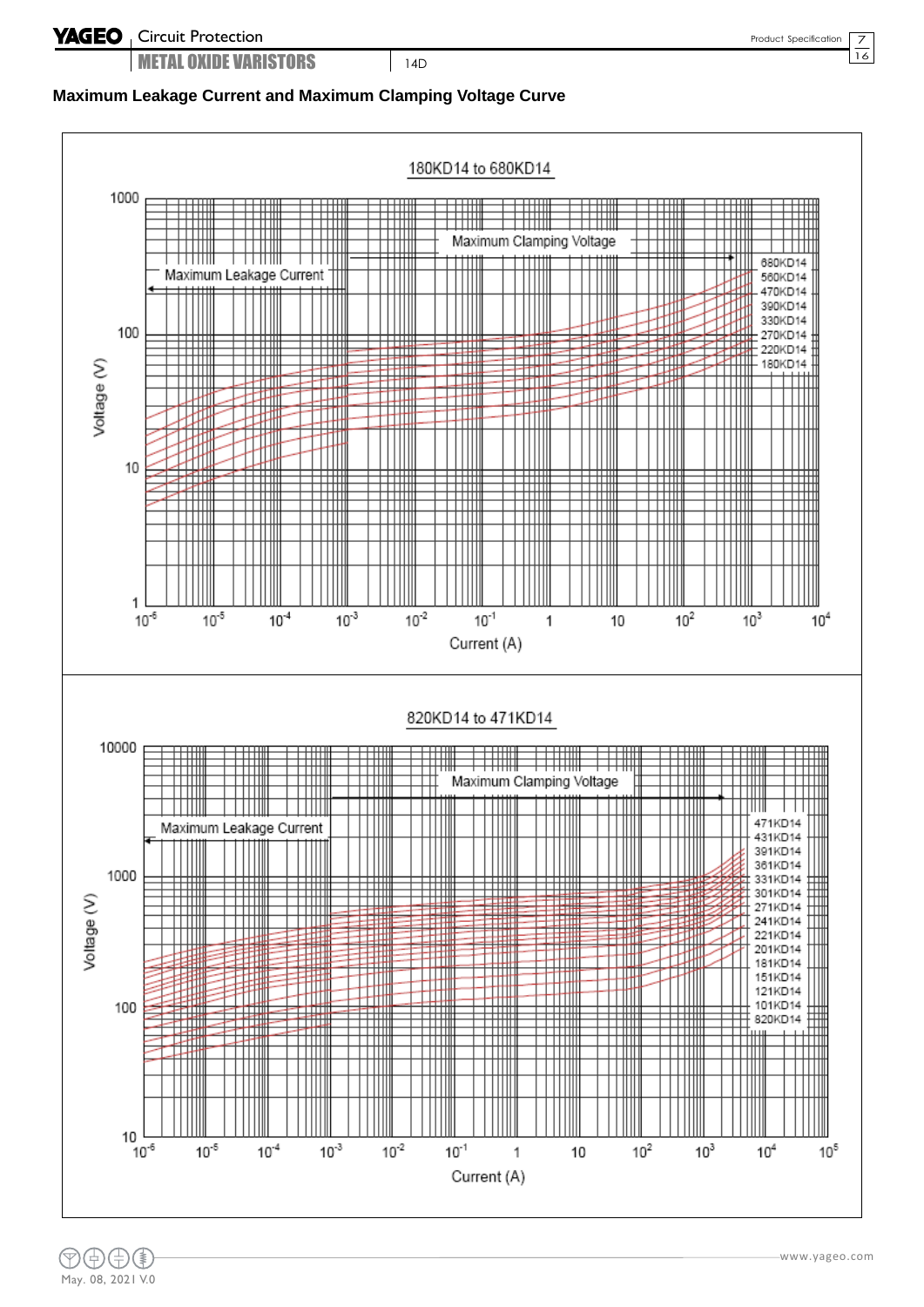## Maximum Leakage Current and Maximum Clamping Voltage Curve

180KD14 to 680KD14

Maximum Clamping Voltage

Maximum Leakage Current

680KD14
560KD14
470KD14
390KD14
330KD14
270KD14
220KD14
180KD14

Voltage (V)

1000
100
10
1

$10^{-6}$ $10^{-5}$ $10^{-4}$ $10^{-3}$ $10^{-2}$ $10^{-1}$ 1 10 $10^{2}$ $10^{3}$ $10^{4}$

Current (A)

820KD14 to 471KD14

Maximum Clamping Voltage

Maximum Leakage Current

471KD14
431KD14
391KD14
361KD14
331KD14
301KD14
271KD14
241KD14
221KD14
201KD14
181KD14
151KD14
121KD14
101KD14
820KD14

Voltage (V)

10000
1000
100
10

$10^{-6}$ $10^{-5}$ $10^{-4}$ $10^{-3}$ $10^{-2}$ $10^{-1}$ 1 10 $10^{2}$ $10^{3}$ $10^{4}$ $10^{5}$

Current (A)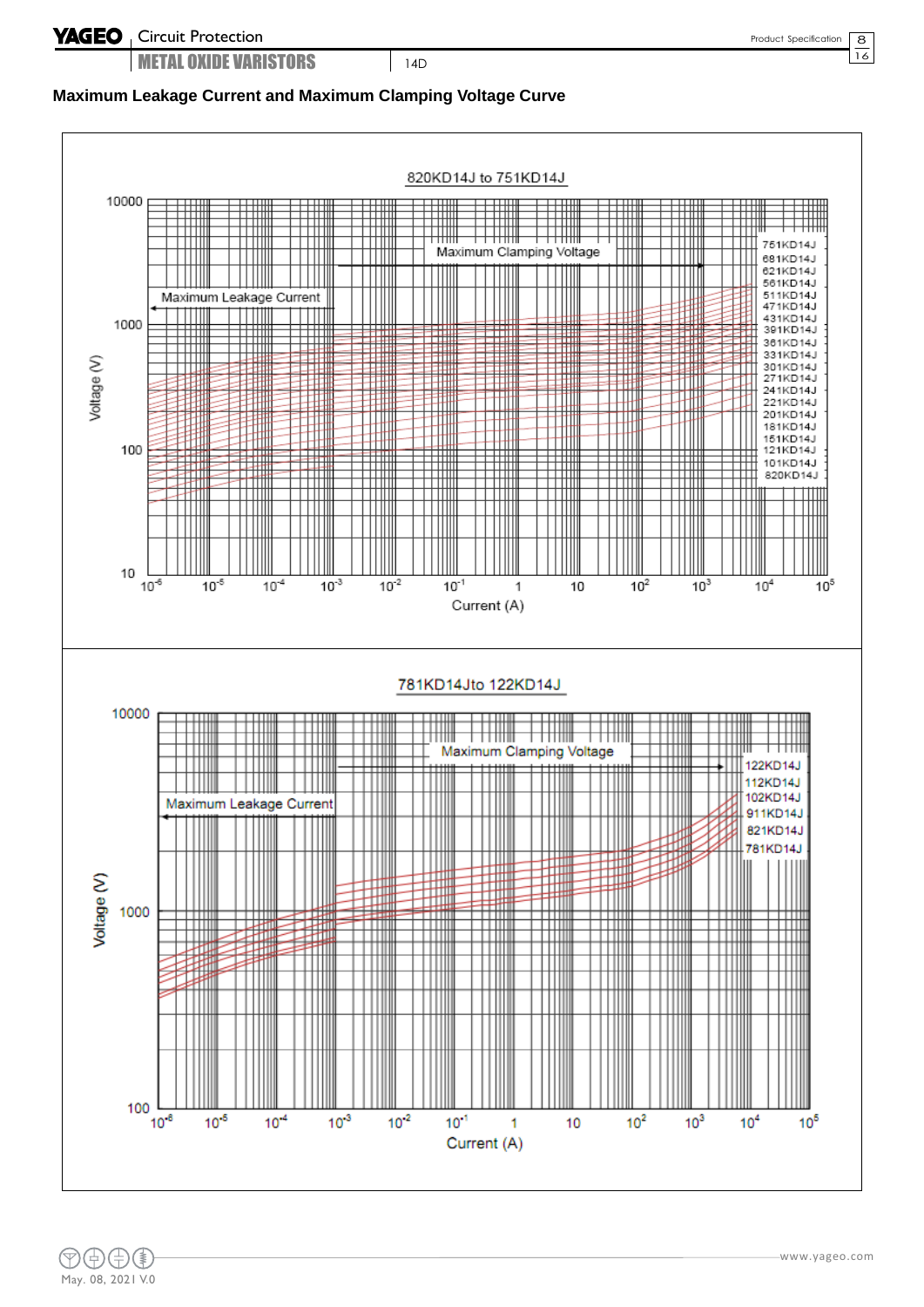## Maximum Leakage Current and Maximum Clamping Voltage Curve

820KD14J to 751KD14J

Maximum Clamping Voltage

Maximum Leakage Current

751KD14J
681KD14J
621KD14J
561KD14J
511KD14J
471KD14J
431KD14J
391KD14J
361KD14J
331KD14J
301KD14J
271KD14J
241KD14J
221KD14J
201KD14J
181KD14J
151KD14J
121KD14J
101KD14J
820KD14J

Voltage (V): 10, 100, 1000, 10000

Current (A): $10^{-6}$, $10^{-5}$, $10^{-4}$, $10^{-3}$, $10^{-2}$, $10^{-1}$, 1, 10, $10^{2}$, $10^{3}$, $10^{4}$, $10^{5}$

781KD14Jto 122KD14J

Maximum Clamping Voltage

Maximum Leakage Current

122KD14J
112KD14J
102KD14J
911KD14J
821KD14J
781KD14J

Voltage (V): 100, 1000, 10000

Current (A): $10^{-6}$, $10^{-5}$, $10^{-4}$, $10^{-3}$, $10^{-2}$, $10^{-1}$, 1, 10, $10^{2}$, $10^{3}$, $10^{4}$, $10^{5}$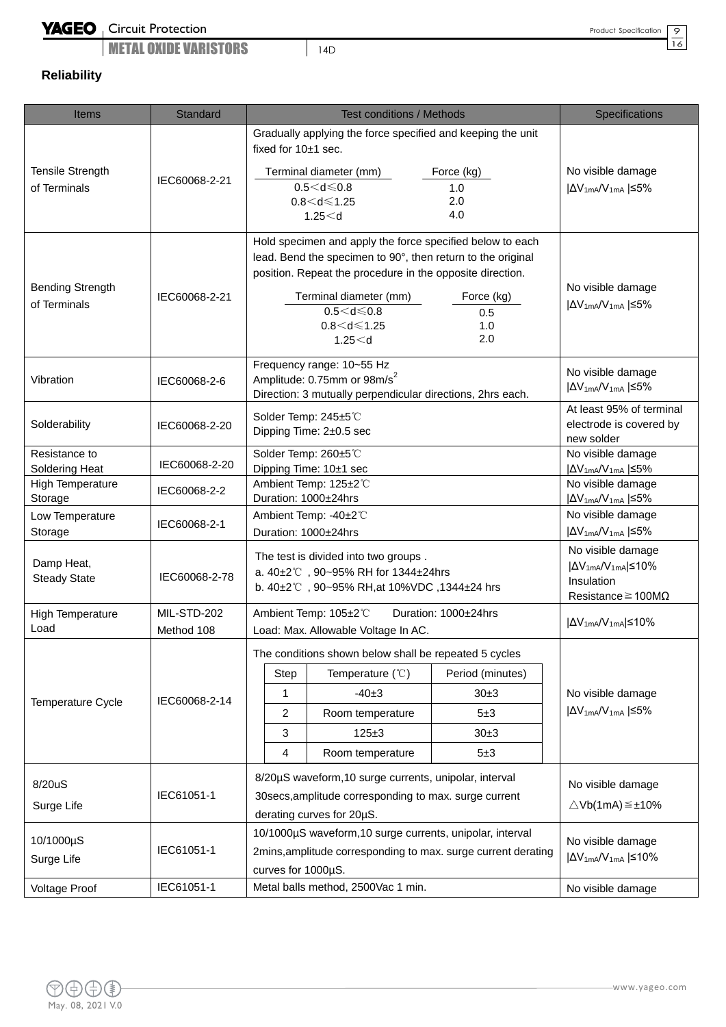## Reliability

| Items | Standard | Test conditions / Methods | Specifications |
|---|---|---|---|
| Tensile Strength of Terminals | IEC60068-2-21 | Gradually applying the force specified and keeping the unit fixed for 10±1 sec.<br>Terminal diameter (mm) / Force (kg)<br>0.5＜d≦0.8 / 1.0<br>0.8＜d≦1.25 / 2.0<br>1.25＜d / 4.0 | No visible damage<br>$\lvert \Delta V_{1mA}/V_{1mA} \rvert \leq 5\%$ |
| Bending Strength of Terminals | IEC60068-2-21 | Hold specimen and apply the force specified below to each lead. Bend the specimen to 90°, then return to the original position. Repeat the procedure in the opposite direction.<br>Terminal diameter (mm) / Force (kg)<br>0.5＜d≦0.8 / 0.5<br>0.8＜d≦1.25 / 1.0<br>1.25＜d / 2.0 | No visible damage<br>$\lvert \Delta V_{1mA}/V_{1mA} \rvert \leq 5\%$ |
| Vibration | IEC60068-2-6 | Frequency range: 10~55 Hz<br>Amplitude: 0.75mm or 98m/s$^2$<br>Direction: 3 mutually perpendicular directions, 2hrs each. | No visible damage<br>$\lvert \Delta V_{1mA}/V_{1mA} \rvert \leq 5\%$ |
| Solderability | IEC60068-2-20 | Solder Temp: 245±5℃<br>Dipping Time: 2±0.5 sec | At least 95% of terminal electrode is covered by new solder |
| Resistance to Soldering Heat | IEC60068-2-20 | Solder Temp: 260±5℃<br>Dipping Time: 10±1 sec | No visible damage<br>$\lvert \Delta V_{1mA}/V_{1mA} \rvert \leq 5\%$ |
| High Temperature Storage | IEC60068-2-2 | Ambient Temp: 125±2℃<br>Duration: 1000±24hrs | No visible damage<br>$\lvert \Delta V_{1mA}/V_{1mA} \rvert \leq 5\%$ |
| Low Temperature Storage | IEC60068-2-1 | Ambient Temp: -40±2℃<br>Duration: 1000±24hrs | No visible damage<br>$\lvert \Delta V_{1mA}/V_{1mA} \rvert \leq 5\%$ |
| Damp Heat, Steady State | IEC60068-2-78 | The test is divided into two groups .<br>a. 40±2℃ , 90~95% RH for 1344±24hrs<br>b. 40±2℃ , 90~95% RH,at 10%VDC ,1344±24 hrs | No visible damage<br>$\lvert \Delta V_{1mA}/V_{1mA} \rvert \leq 10\%$<br>Insulation Resistance≧100MΩ |
| High Temperature Load | MIL-STD-202 Method 108 | Ambient Temp: 105±2℃ Duration: 1000±24hrs<br>Load: Max. Allowable Voltage In AC. | $\lvert \Delta V_{1mA}/V_{1mA} \rvert \leq 10\%$ |
| Temperature Cycle | IEC60068-2-14 | The conditions shown below shall be repeated 5 cycles<br>Step / Temperature (℃) / Period (minutes)<br>1 / -40±3 / 30±3<br>2 / Room temperature / 5±3<br>3 / 125±3 / 30±3<br>4 / Room temperature / 5±3 | No visible damage<br>$\lvert \Delta V_{1mA}/V_{1mA} \rvert \leq 5\%$ |
| 8/20uS Surge Life | IEC61051-1 | 8/20μS waveform,10 surge currents, unipolar, interval 30secs,amplitude corresponding to max. surge current derating curves for 20μS. | No visible damage<br>△Vb(1mA)≦±10% |
| 10/1000μS Surge Life | IEC61051-1 | 10/1000μS waveform,10 surge currents, unipolar, interval 2mins,amplitude corresponding to max. surge current derating curves for 1000μS. | No visible damage<br>$\lvert \Delta V_{1mA}/V_{1mA} \rvert \leq 10\%$ |
| Voltage Proof | IEC61051-1 | Metal balls method, 2500Vac 1 min. | No visible damage |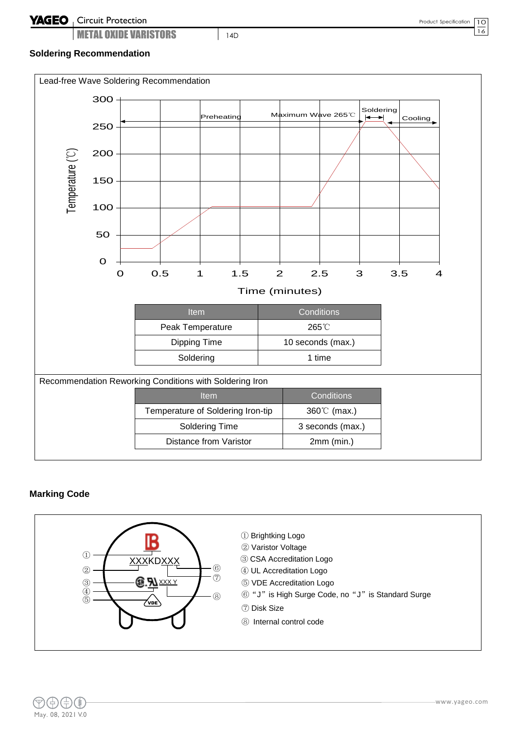## Soldering Recommendation

Lead-free Wave Soldering Recommendation

| Item | Conditions |
|---|---|
| Peak Temperature | 265℃ |
| Dipping Time | 10 seconds (max.) |
| Soldering | 1 time |

Recommendation Reworking Conditions with Soldering Iron

| Item | Conditions |
|---|---|
| Temperature of Soldering Iron-tip | 360℃ (max.) |
| Soldering Time | 3 seconds (max.) |
| Distance from Varistor | 2mm (min.) |

## Marking Code

① Brightking Logo
② Varistor Voltage
③ CSA Accreditation Logo
④ UL Accreditation Logo
⑤ VDE Accreditation Logo
⑥ "J" is High Surge Code, no "J" is Standard Surge
⑦ Disk Size
⑧ Internal control code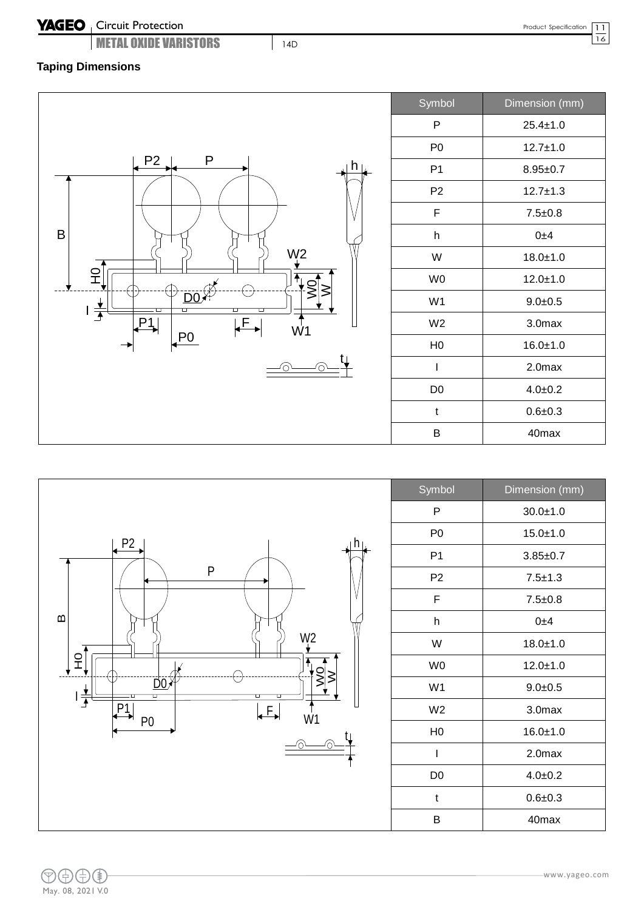## Taping Dimensions

| Symbol | Dimension (mm) |
|---|---|
| P | 25.4±1.0 |
| P0 | 12.7±1.0 |
| P1 | 8.95±0.7 |
| P2 | 12.7±1.3 |
| F | 7.5±0.8 |
| h | 0±4 |
| W | 18.0±1.0 |
| W0 | 12.0±1.0 |
| W1 | 9.0±0.5 |
| W2 | 3.0max |
| H0 | 16.0±1.0 |
| I | 2.0max |
| D0 | 4.0±0.2 |
| t | 0.6±0.3 |
| B | 40max |

| Symbol | Dimension (mm) |
|---|---|
| P | 30.0±1.0 |
| P0 | 15.0±1.0 |
| P1 | 3.85±0.7 |
| P2 | 7.5±1.3 |
| F | 7.5±0.8 |
| h | 0±4 |
| W | 18.0±1.0 |
| W0 | 12.0±1.0 |
| W1 | 9.0±0.5 |
| W2 | 3.0max |
| H0 | 16.0±1.0 |
| I | 2.0max |
| D0 | 4.0±0.2 |
| t | 0.6±0.3 |
| B | 40max |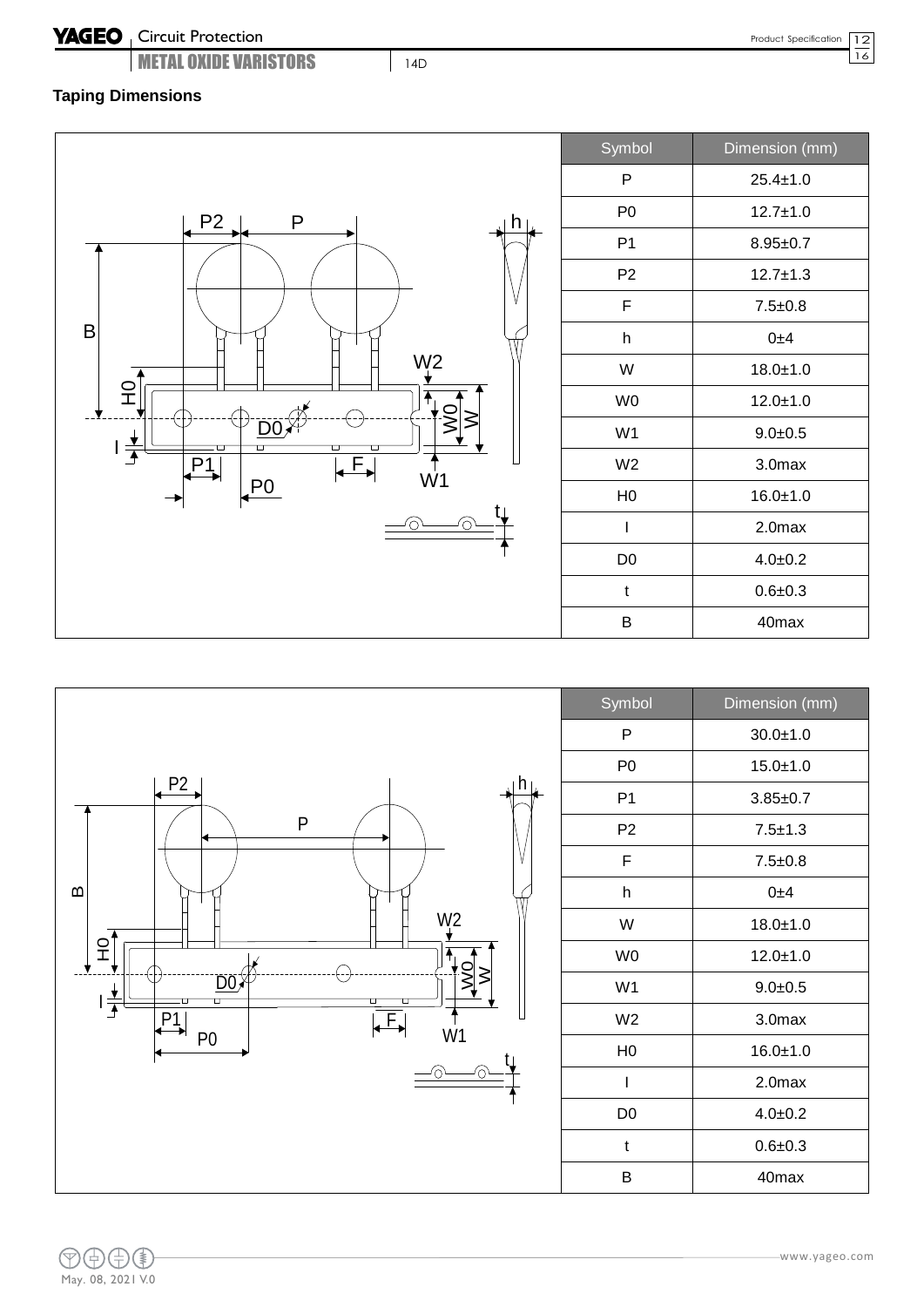### Taping Dimensions

| Symbol | Dimension (mm) |
|---|---|
| P | 25.4±1.0 |
| P0 | 12.7±1.0 |
| P1 | 8.95±0.7 |
| P2 | 12.7±1.3 |
| F | 7.5±0.8 |
| h | 0±4 |
| W | 18.0±1.0 |
| W0 | 12.0±1.0 |
| W1 | 9.0±0.5 |
| W2 | 3.0max |
| H0 | 16.0±1.0 |
| I | 2.0max |
| D0 | 4.0±0.2 |
| t | 0.6±0.3 |
| B | 40max |

| Symbol | Dimension (mm) |
|---|---|
| P | 30.0±1.0 |
| P0 | 15.0±1.0 |
| P1 | 3.85±0.7 |
| P2 | 7.5±1.3 |
| F | 7.5±0.8 |
| h | 0±4 |
| W | 18.0±1.0 |
| W0 | 12.0±1.0 |
| W1 | 9.0±0.5 |
| W2 | 3.0max |
| H0 | 16.0±1.0 |
| I | 2.0max |
| D0 | 4.0±0.2 |
| t | 0.6±0.3 |
| B | 40max |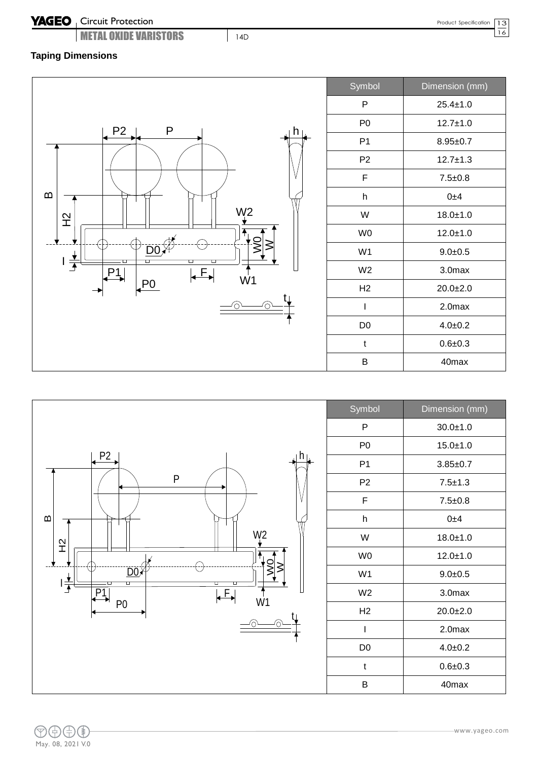## Taping Dimensions

| Symbol | Dimension (mm) |
|---|---|
| P | 25.4±1.0 |
| P0 | 12.7±1.0 |
| P1 | 8.95±0.7 |
| P2 | 12.7±1.3 |
| F | 7.5±0.8 |
| h | 0±4 |
| W | 18.0±1.0 |
| W0 | 12.0±1.0 |
| W1 | 9.0±0.5 |
| W2 | 3.0max |
| H2 | 20.0±2.0 |
| I | 2.0max |
| D0 | 4.0±0.2 |
| t | 0.6±0.3 |
| B | 40max |

| Symbol | Dimension (mm) |
|---|---|
| P | 30.0±1.0 |
| P0 | 15.0±1.0 |
| P1 | 3.85±0.7 |
| P2 | 7.5±1.3 |
| F | 7.5±0.8 |
| h | 0±4 |
| W | 18.0±1.0 |
| W0 | 12.0±1.0 |
| W1 | 9.0±0.5 |
| W2 | 3.0max |
| H2 | 20.0±2.0 |
| I | 2.0max |
| D0 | 4.0±0.2 |
| t | 0.6±0.3 |
| B | 40max |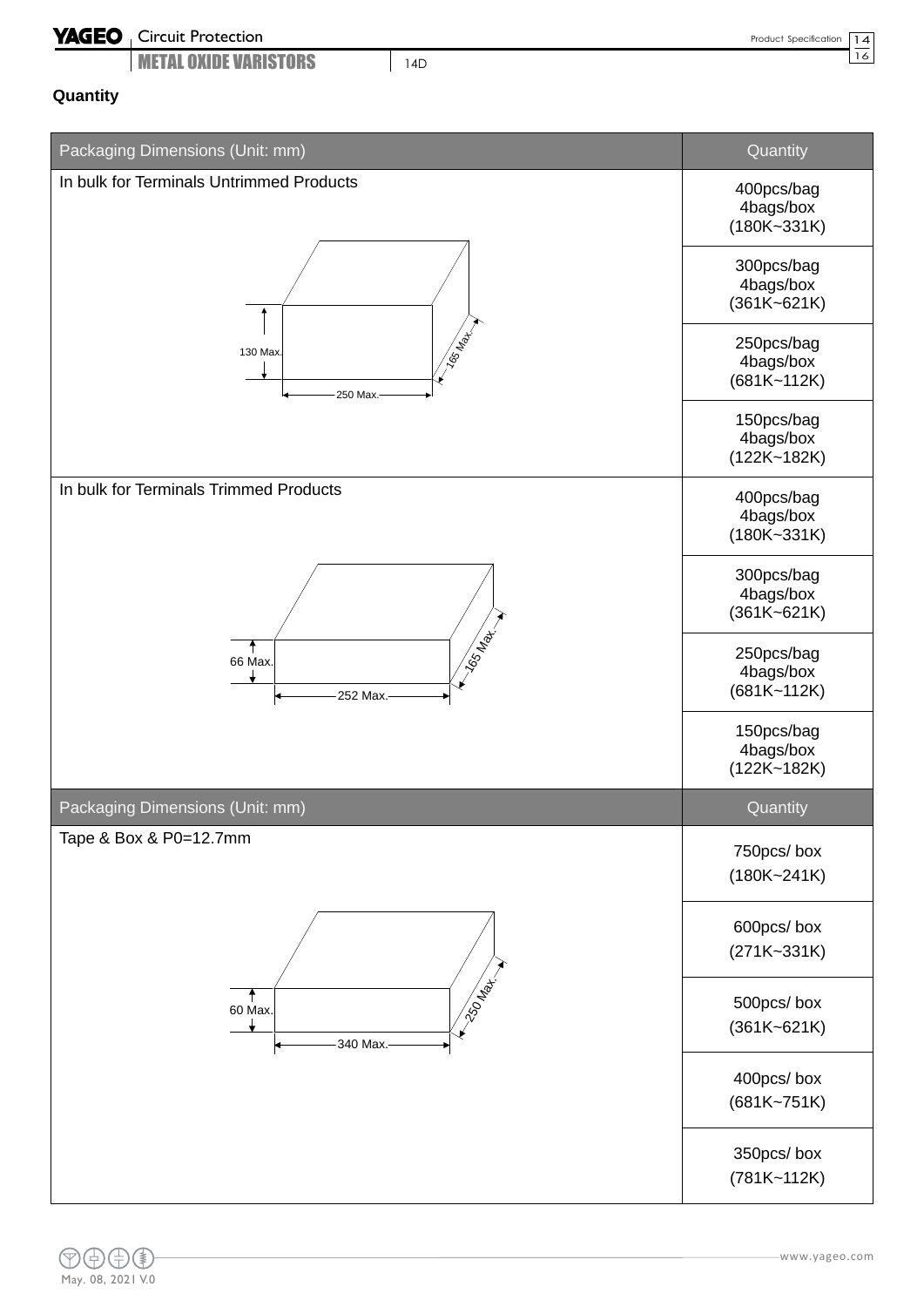## Quantity

| Packaging Dimensions (Unit: mm) | Quantity |
|---|---|
| In bulk for Terminals Untrimmed Products<br>130 Max. / 250 Max. / 165 Max. | 400pcs/bag<br>4bags/box<br>(180K~331K) |
| | 300pcs/bag<br>4bags/box<br>(361K~621K) |
| | 250pcs/bag<br>4bags/box<br>(681K~112K) |
| | 150pcs/bag<br>4bags/box<br>(122K~182K) |
| In bulk for Terminals Trimmed Products<br>66 Max. / 252 Max. / 165 Max. | 400pcs/bag<br>4bags/box<br>(180K~331K) |
| | 300pcs/bag<br>4bags/box<br>(361K~621K) |
| | 250pcs/bag<br>4bags/box<br>(681K~112K) |
| | 150pcs/bag<br>4bags/box<br>(122K~182K) |

| Packaging Dimensions (Unit: mm) | Quantity |
|---|---|
| Tape & Box & P0=12.7mm<br>60 Max. / 340 Max. / 250 Max. | 750pcs/ box<br>(180K~241K) |
| | 600pcs/ box<br>(271K~331K) |
| | 500pcs/ box<br>(361K~621K) |
| | 400pcs/ box<br>(681K~751K) |
| | 350pcs/ box<br>(781K~112K) |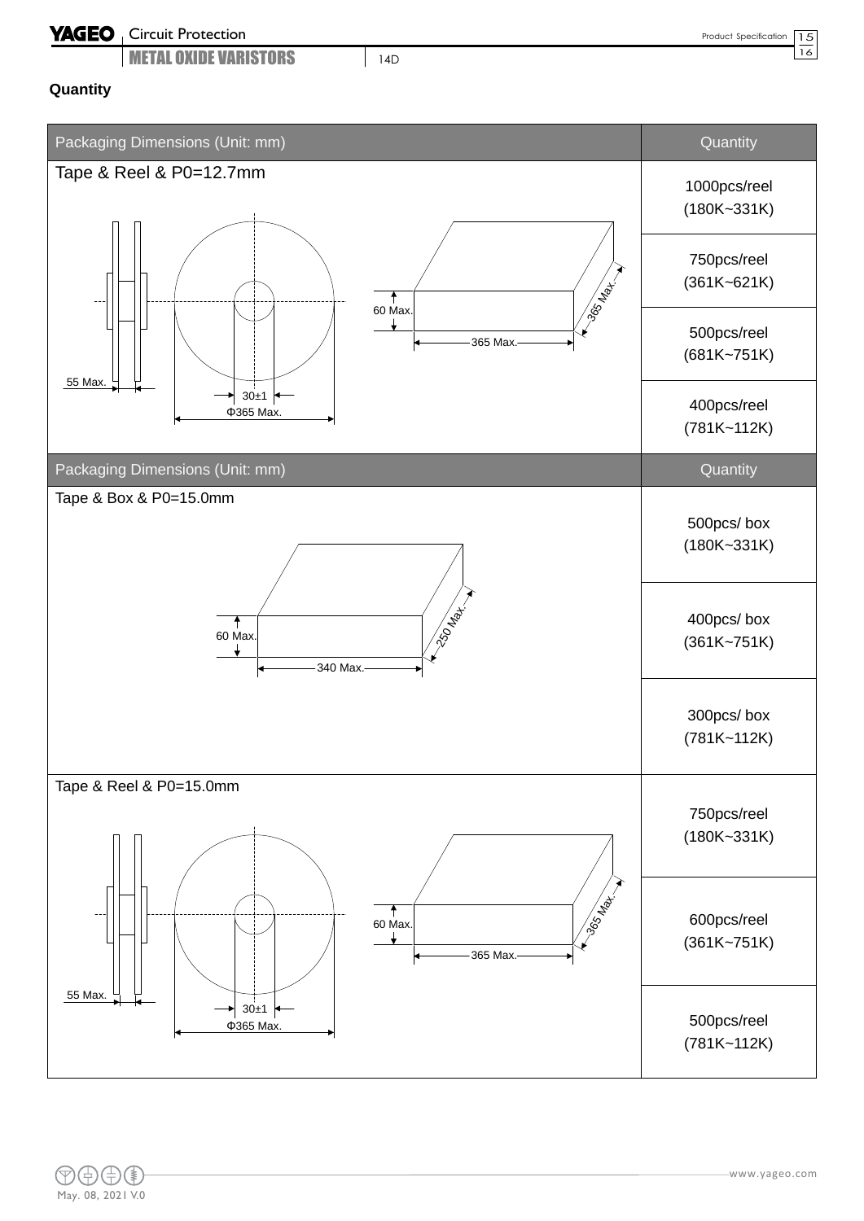## Quantity

| Packaging Dimensions (Unit: mm) | Quantity |
|---|---|
| Tape & Reel & P0=12.7mm | 1000pcs/reel (180K~331K) |
| | 750pcs/reel (361K~621K) |
| | 500pcs/reel (681K~751K) |
| | 400pcs/reel (781K~112K) |

Diagram labels: 55 Max.; 30±1; Φ365 Max.; 60 Max.; 365 Max.; 365 Max.

| Packaging Dimensions (Unit: mm) | Quantity |
|---|---|
| Tape & Box & P0=15.0mm | 500pcs/ box (180K~331K) |
| | 400pcs/ box (361K~751K) |
| | 300pcs/ box (781K~112K) |
| Tape & Reel & P0=15.0mm | 750pcs/reel (180K~331K) |
| | 600pcs/reel (361K~751K) |
| | 500pcs/reel (781K~112K) |

Diagram labels (Tape & Box): 60 Max.; 340 Max.; 250 Max.

Diagram labels (Tape & Reel): 55 Max.; 30±1; Φ365 Max.; 60 Max.; 365 Max.; 365 Max.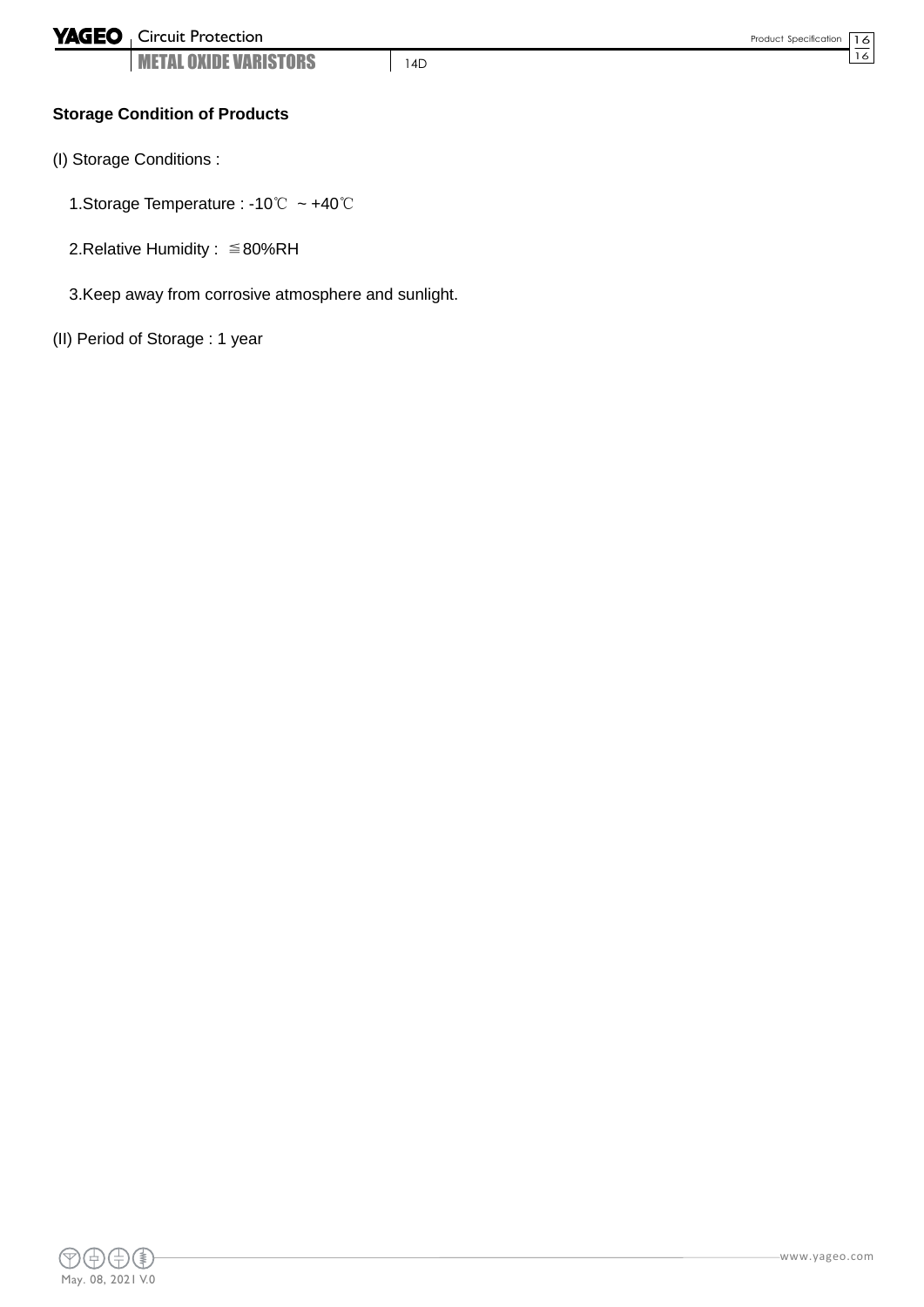## Storage Condition of Products

(I) Storage Conditions :

1.Storage Temperature : -10℃ ~ +40℃

2.Relative Humidity : ≦80%RH

3.Keep away from corrosive atmosphere and sunlight.

(II) Period of Storage : 1 year